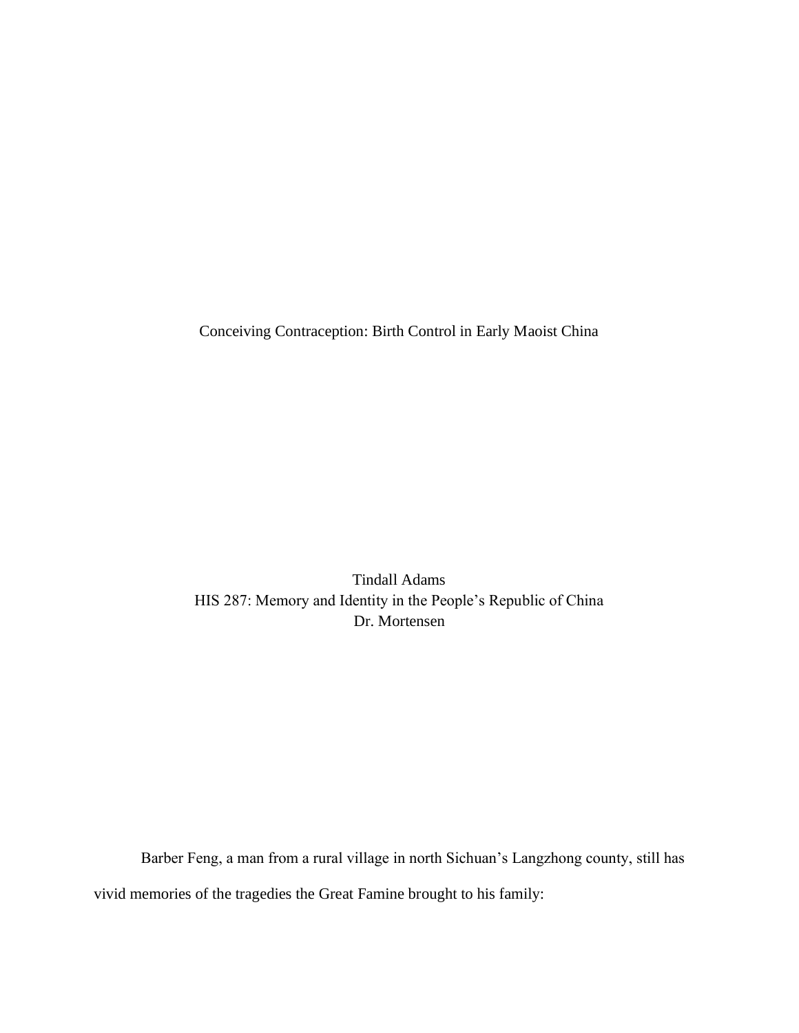# Conceiving Contraception: Birth Control in Early Maoist China

Tindall Adams
HIS 287: Memory and Identity in the People's Republic of China
Dr. Mortensen

Barber Feng, a man from a rural village in north Sichuan's Langzhong county, still has vivid memories of the tragedies the Great Famine brought to his family: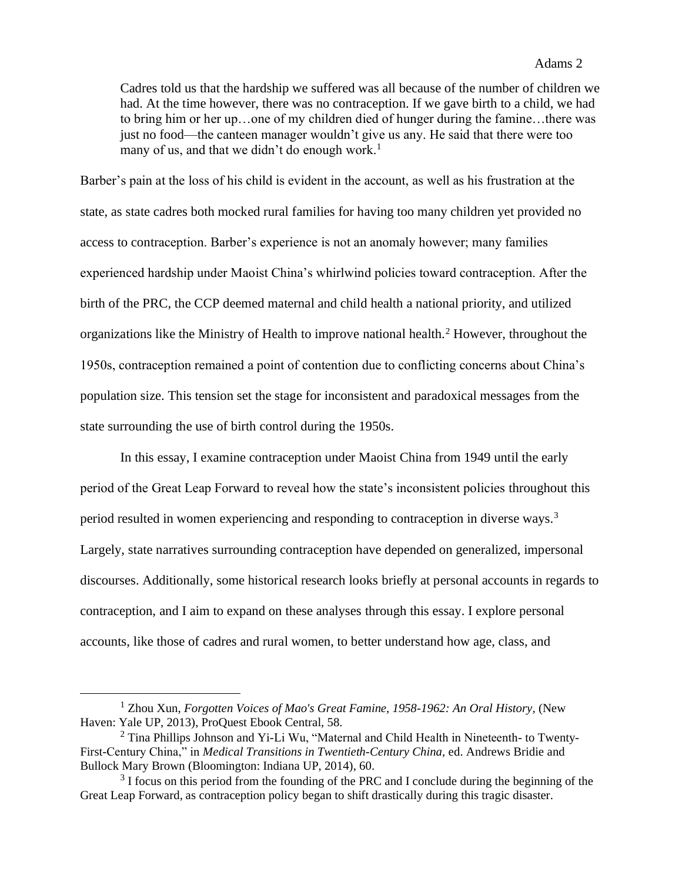> Cadres told us that the hardship we suffered was all because of the number of children we had. At the time however, there was no contraception. If we gave birth to a child, we had to bring him or her up…one of my children died of hunger during the famine…there was just no food—the canteen manager wouldn't give us any. He said that there were too many of us, and that we didn't do enough work.[1]

Barber's pain at the loss of his child is evident in the account, as well as his frustration at the state, as state cadres both mocked rural families for having too many children yet provided no access to contraception. Barber's experience is not an anomaly however; many families experienced hardship under Maoist China's whirlwind policies toward contraception. After the birth of the PRC, the CCP deemed maternal and child health a national priority, and utilized organizations like the Ministry of Health to improve national health.[2] However, throughout the 1950s, contraception remained a point of contention due to conflicting concerns about China's population size. This tension set the stage for inconsistent and paradoxical messages from the state surrounding the use of birth control during the 1950s.

In this essay, I examine contraception under Maoist China from 1949 until the early period of the Great Leap Forward to reveal how the state's inconsistent policies throughout this period resulted in women experiencing and responding to contraception in diverse ways.[3] Largely, state narratives surrounding contraception have depended on generalized, impersonal discourses. Additionally, some historical research looks briefly at personal accounts in regards to contraception, and I aim to expand on these analyses through this essay. I explore personal accounts, like those of cadres and rural women, to better understand how age, class, and

---

[1] Zhou Xun, *Forgotten Voices of Mao's Great Famine, 1958-1962: An Oral History*, (New Haven: Yale UP, 2013), ProQuest Ebook Central, 58.

[2] Tina Phillips Johnson and Yi-Li Wu, "Maternal and Child Health in Nineteenth- to Twenty-First-Century China," in *Medical Transitions in Twentieth-Century China*, ed. Andrews Bridie and Bullock Mary Brown (Bloomington: Indiana UP, 2014), 60.

[3] I focus on this period from the founding of the PRC and I conclude during the beginning of the Great Leap Forward, as contraception policy began to shift drastically during this tragic disaster.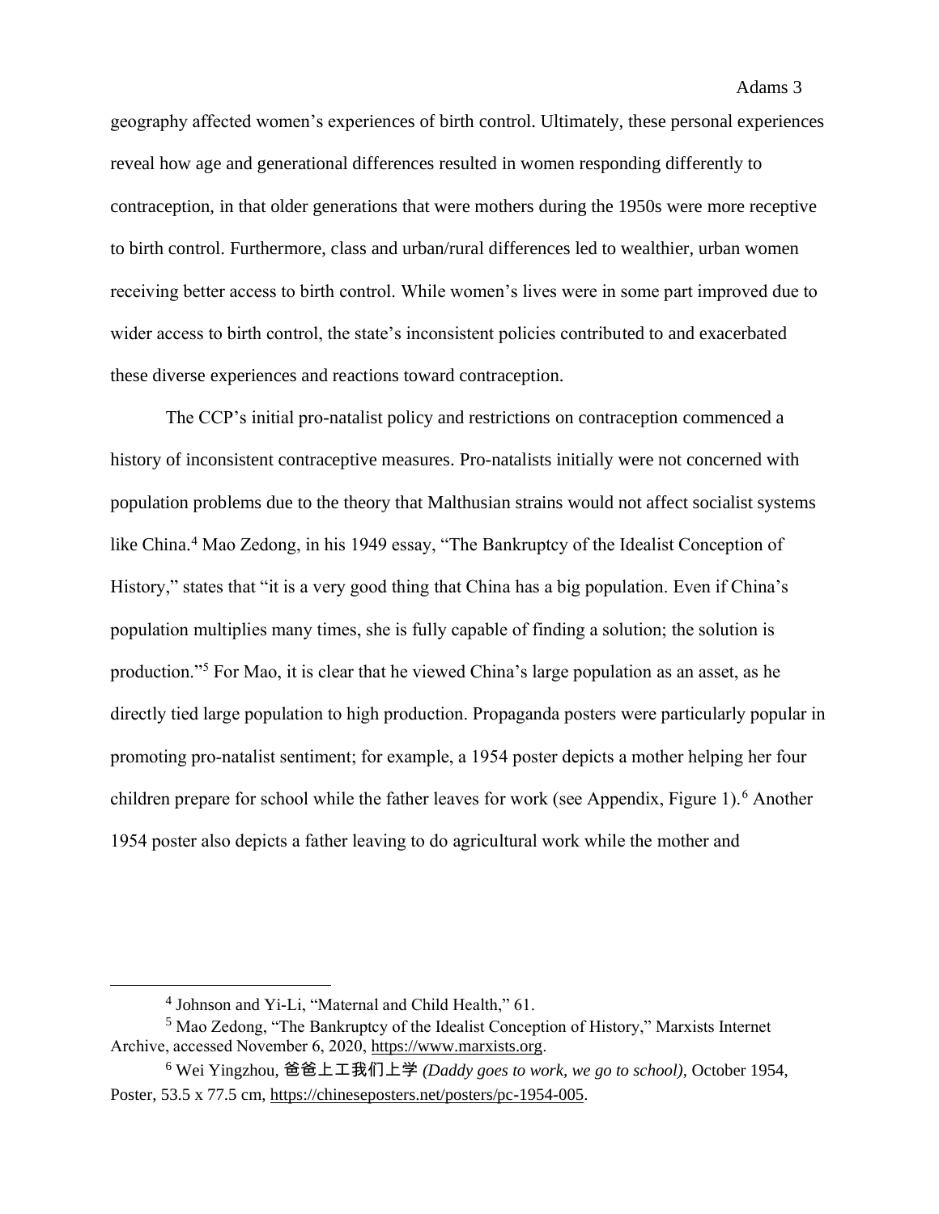geography affected women's experiences of birth control. Ultimately, these personal experiences reveal how age and generational differences resulted in women responding differently to contraception, in that older generations that were mothers during the 1950s were more receptive to birth control. Furthermore, class and urban/rural differences led to wealthier, urban women receiving better access to birth control. While women's lives were in some part improved due to wider access to birth control, the state's inconsistent policies contributed to and exacerbated these diverse experiences and reactions toward contraception.

The CCP's initial pro-natalist policy and restrictions on contraception commenced a history of inconsistent contraceptive measures. Pro-natalists initially were not concerned with population problems due to the theory that Malthusian strains would not affect socialist systems like China.[4] Mao Zedong, in his 1949 essay, "The Bankruptcy of the Idealist Conception of History," states that "it is a very good thing that China has a big population. Even if China's population multiplies many times, she is fully capable of finding a solution; the solution is production."[5] For Mao, it is clear that he viewed China's large population as an asset, as he directly tied large population to high production. Propaganda posters were particularly popular in promoting pro-natalist sentiment; for example, a 1954 poster depicts a mother helping her four children prepare for school while the father leaves for work (see Appendix, Figure 1).[6] Another 1954 poster also depicts a father leaving to do agricultural work while the mother and

---

[4] Johnson and Yi-Li, "Maternal and Child Health," 61.

[5] Mao Zedong, "The Bankruptcy of the Idealist Conception of History," Marxists Internet Archive, accessed November 6, 2020, https://www.marxists.org.

[6] Wei Yingzhou, 爸爸上工我们上学 *(Daddy goes to work, we go to school)*, October 1954, Poster, 53.5 x 77.5 cm, https://chineseposters.net/posters/pc-1954-005.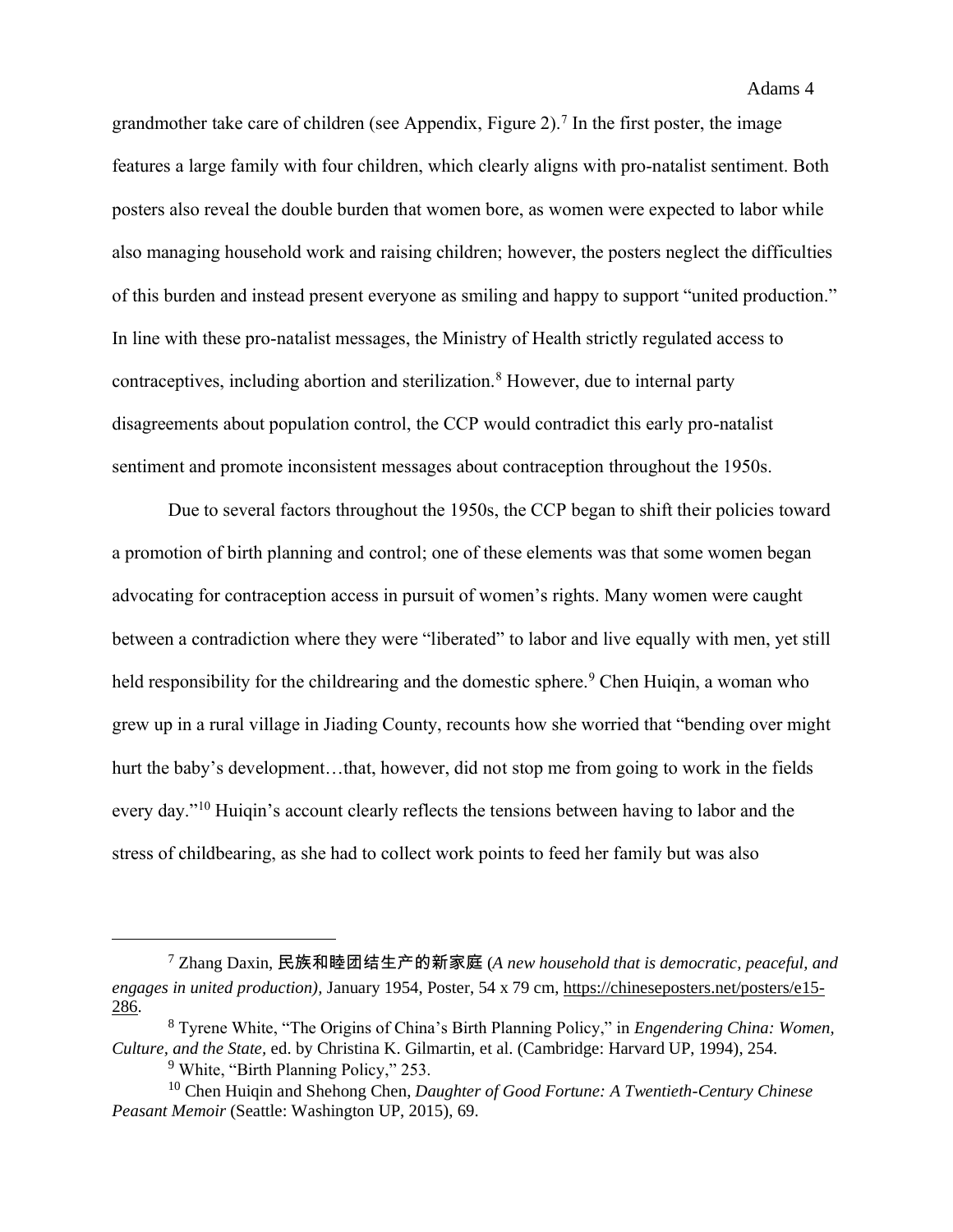grandmother take care of children (see Appendix, Figure 2).[7] In the first poster, the image features a large family with four children, which clearly aligns with pro-natalist sentiment. Both posters also reveal the double burden that women bore, as women were expected to labor while also managing household work and raising children; however, the posters neglect the difficulties of this burden and instead present everyone as smiling and happy to support "united production." In line with these pro-natalist messages, the Ministry of Health strictly regulated access to contraceptives, including abortion and sterilization.[8] However, due to internal party disagreements about population control, the CCP would contradict this early pro-natalist sentiment and promote inconsistent messages about contraception throughout the 1950s.

Due to several factors throughout the 1950s, the CCP began to shift their policies toward a promotion of birth planning and control; one of these elements was that some women began advocating for contraception access in pursuit of women's rights. Many women were caught between a contradiction where they were "liberated" to labor and live equally with men, yet still held responsibility for the childrearing and the domestic sphere.[9] Chen Huiqin, a woman who grew up in a rural village in Jiading County, recounts how she worried that "bending over might hurt the baby's development…that, however, did not stop me from going to work in the fields every day."[10] Huiqin's account clearly reflects the tensions between having to labor and the stress of childbearing, as she had to collect work points to feed her family but was also

---

[7] Zhang Daxin, 民族和睦团结生产的新家庭 (*A new household that is democratic, peaceful, and engages in united production)*, January 1954, Poster, 54 x 79 cm, https://chineseposters.net/posters/e15-286.

[8] Tyrene White, "The Origins of China's Birth Planning Policy," in *Engendering China: Women, Culture, and the State*, ed. by Christina K. Gilmartin, et al. (Cambridge: Harvard UP, 1994), 254.

[9] White, "Birth Planning Policy," 253.

[10] Chen Huiqin and Shehong Chen, *Daughter of Good Fortune: A Twentieth-Century Chinese Peasant Memoir* (Seattle: Washington UP, 2015), 69.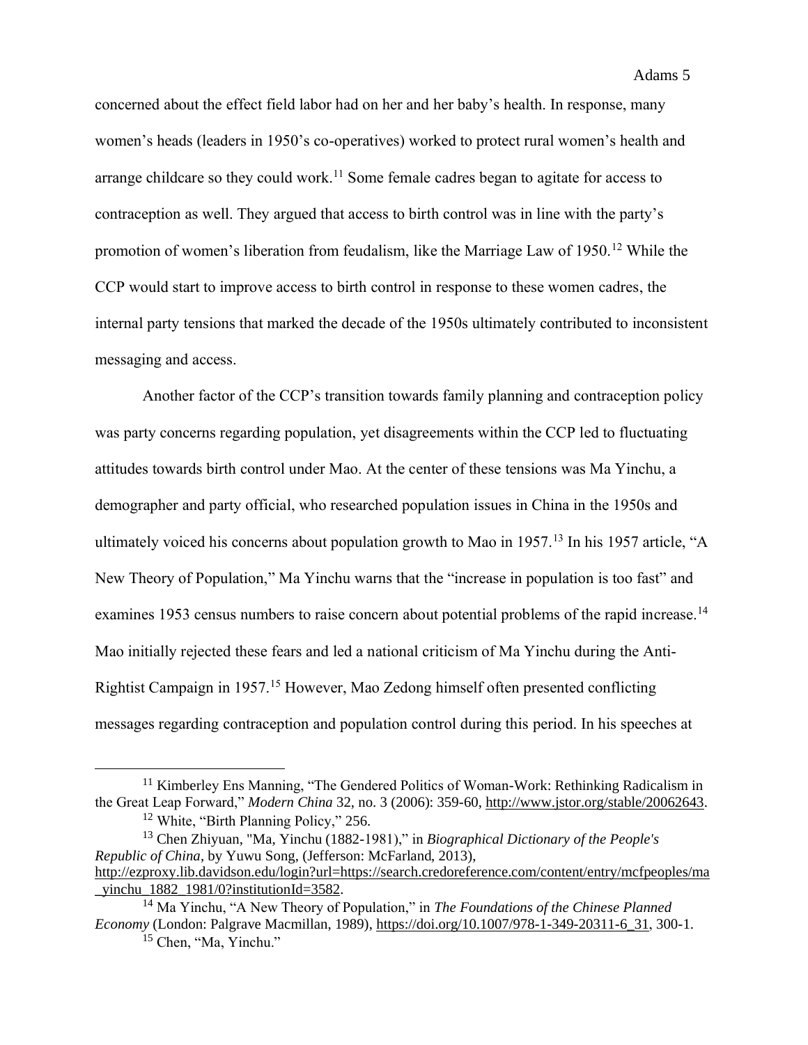concerned about the effect field labor had on her and her baby's health. In response, many women's heads (leaders in 1950's co-operatives) worked to protect rural women's health and arrange childcare so they could work.[11] Some female cadres began to agitate for access to contraception as well. They argued that access to birth control was in line with the party's promotion of women's liberation from feudalism, like the Marriage Law of 1950.[12] While the CCP would start to improve access to birth control in response to these women cadres, the internal party tensions that marked the decade of the 1950s ultimately contributed to inconsistent messaging and access.

Another factor of the CCP's transition towards family planning and contraception policy was party concerns regarding population, yet disagreements within the CCP led to fluctuating attitudes towards birth control under Mao. At the center of these tensions was Ma Yinchu, a demographer and party official, who researched population issues in China in the 1950s and ultimately voiced his concerns about population growth to Mao in 1957.[13] In his 1957 article, "A New Theory of Population," Ma Yinchu warns that the "increase in population is too fast" and examines 1953 census numbers to raise concern about potential problems of the rapid increase.[14] Mao initially rejected these fears and led a national criticism of Ma Yinchu during the Anti-Rightist Campaign in 1957.[15] However, Mao Zedong himself often presented conflicting messages regarding contraception and population control during this period. In his speeches at

---

[11] Kimberley Ens Manning, "The Gendered Politics of Woman-Work: Rethinking Radicalism in the Great Leap Forward," *Modern China* 32, no. 3 (2006): 359-60, http://www.jstor.org/stable/20062643.

[12] White, "Birth Planning Policy," 256.

[13] Chen Zhiyuan, "Ma, Yinchu (1882-1981)," in *Biographical Dictionary of the People's Republic of China*, by Yuwu Song, (Jefferson: McFarland, 2013), http://ezproxy.lib.davidson.edu/login?url=https://search.credoreference.com/content/entry/mcfpeoples/ma_yinchu_1882_1981/0?institutionId=3582.

[14] Ma Yinchu, "A New Theory of Population," in *The Foundations of the Chinese Planned Economy* (London: Palgrave Macmillan, 1989), https://doi.org/10.1007/978-1-349-20311-6_31, 300-1.

[15] Chen, "Ma, Yinchu."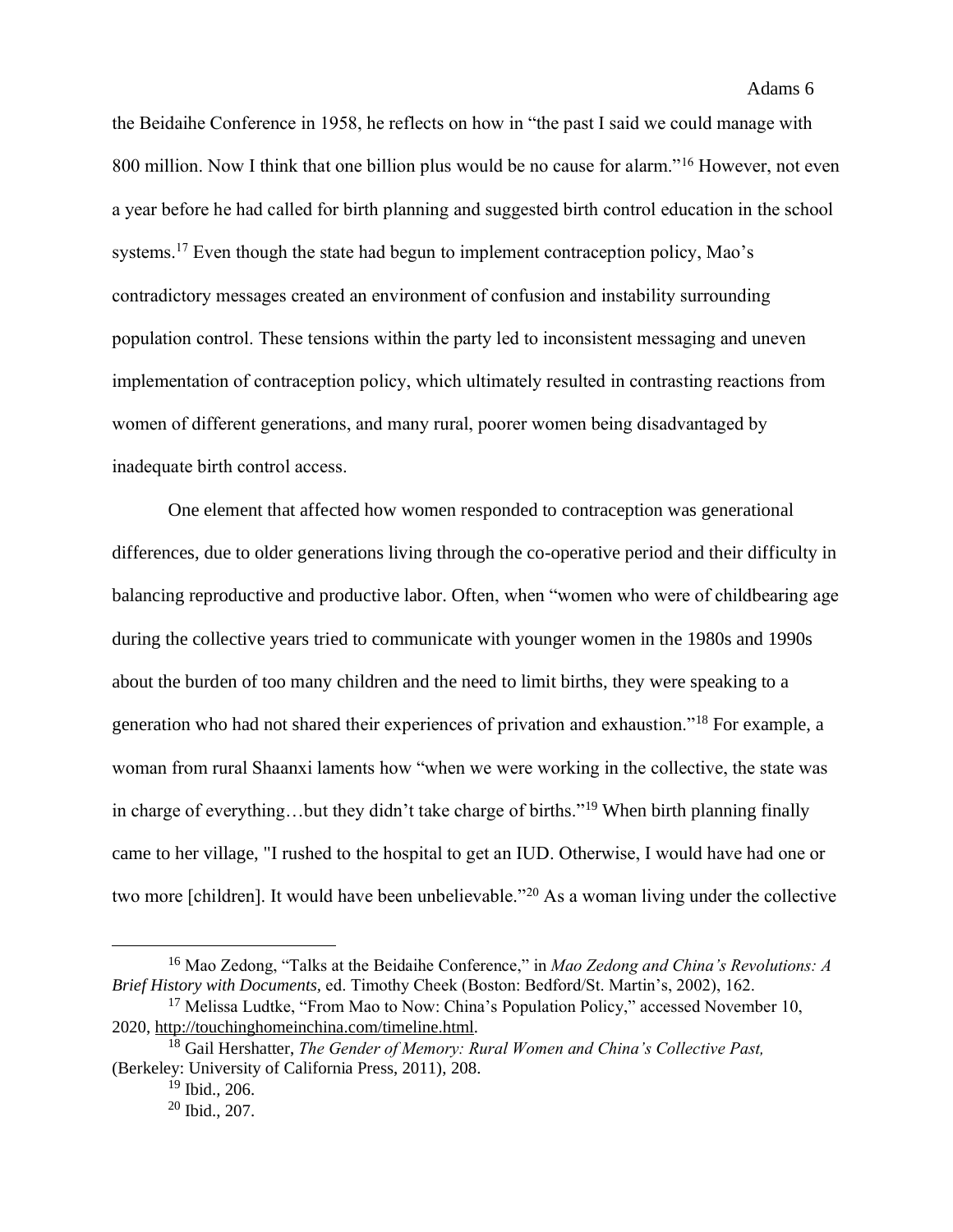the Beidaihe Conference in 1958, he reflects on how in "the past I said we could manage with 800 million. Now I think that one billion plus would be no cause for alarm."[16] However, not even a year before he had called for birth planning and suggested birth control education in the school systems.[17] Even though the state had begun to implement contraception policy, Mao's contradictory messages created an environment of confusion and instability surrounding population control. These tensions within the party led to inconsistent messaging and uneven implementation of contraception policy, which ultimately resulted in contrasting reactions from women of different generations, and many rural, poorer women being disadvantaged by inadequate birth control access.

One element that affected how women responded to contraception was generational differences, due to older generations living through the co-operative period and their difficulty in balancing reproductive and productive labor. Often, when "women who were of childbearing age during the collective years tried to communicate with younger women in the 1980s and 1990s about the burden of too many children and the need to limit births, they were speaking to a generation who had not shared their experiences of privation and exhaustion."[18] For example, a woman from rural Shaanxi laments how "when we were working in the collective, the state was in charge of everything…but they didn't take charge of births."[19] When birth planning finally came to her village, "I rushed to the hospital to get an IUD. Otherwise, I would have had one or two more [children]. It would have been unbelievable."[20] As a woman living under the collective

---

[16] Mao Zedong, "Talks at the Beidaihe Conference," in *Mao Zedong and China's Revolutions: A Brief History with Documents,* ed. Timothy Cheek (Boston: Bedford/St. Martin's, 2002), 162.

[17] Melissa Ludtke, "From Mao to Now: China's Population Policy," accessed November 10, 2020, http://touchinghomeinchina.com/timeline.html.

[18] Gail Hershatter, *The Gender of Memory: Rural Women and China's Collective Past,* (Berkeley: University of California Press, 2011), 208.

[19] Ibid., 206.

[20] Ibid., 207.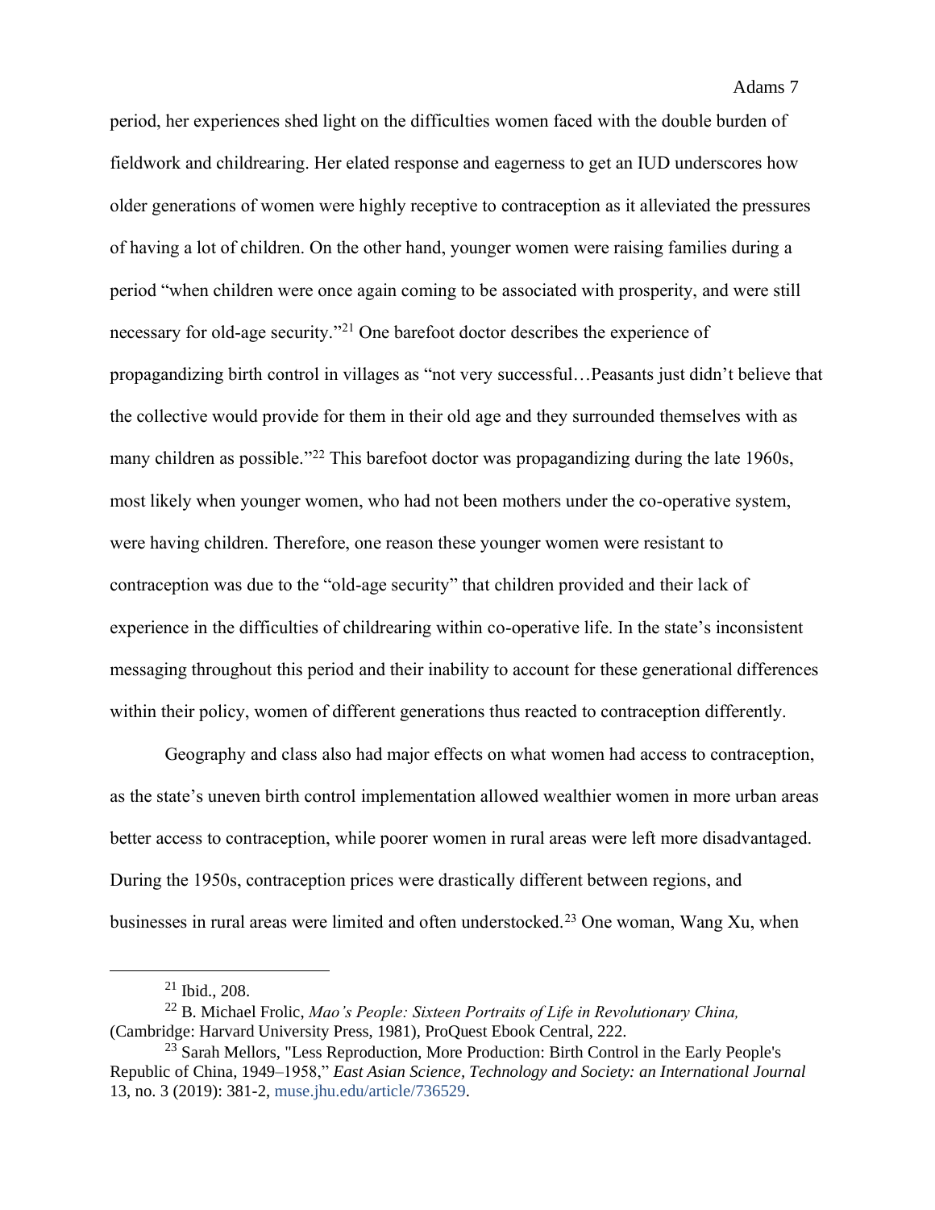period, her experiences shed light on the difficulties women faced with the double burden of fieldwork and childrearing. Her elated response and eagerness to get an IUD underscores how older generations of women were highly receptive to contraception as it alleviated the pressures of having a lot of children. On the other hand, younger women were raising families during a period "when children were once again coming to be associated with prosperity, and were still necessary for old-age security."[21] One barefoot doctor describes the experience of propagandizing birth control in villages as "not very successful…Peasants just didn't believe that the collective would provide for them in their old age and they surrounded themselves with as many children as possible."[22] This barefoot doctor was propagandizing during the late 1960s, most likely when younger women, who had not been mothers under the co-operative system, were having children. Therefore, one reason these younger women were resistant to contraception was due to the "old-age security" that children provided and their lack of experience in the difficulties of childrearing within co-operative life. In the state's inconsistent messaging throughout this period and their inability to account for these generational differences within their policy, women of different generations thus reacted to contraception differently.

Geography and class also had major effects on what women had access to contraception, as the state's uneven birth control implementation allowed wealthier women in more urban areas better access to contraception, while poorer women in rural areas were left more disadvantaged. During the 1950s, contraception prices were drastically different between regions, and businesses in rural areas were limited and often understocked.[23] One woman, Wang Xu, when

---

[21] Ibid., 208.

[22] B. Michael Frolic, *Mao's People: Sixteen Portraits of Life in Revolutionary China,* (Cambridge: Harvard University Press, 1981), ProQuest Ebook Central, 222.

[23] Sarah Mellors, "Less Reproduction, More Production: Birth Control in the Early People's Republic of China, 1949–1958," *East Asian Science, Technology and Society: an International Journal* 13, no. 3 (2019): 381-2, muse.jhu.edu/article/736529.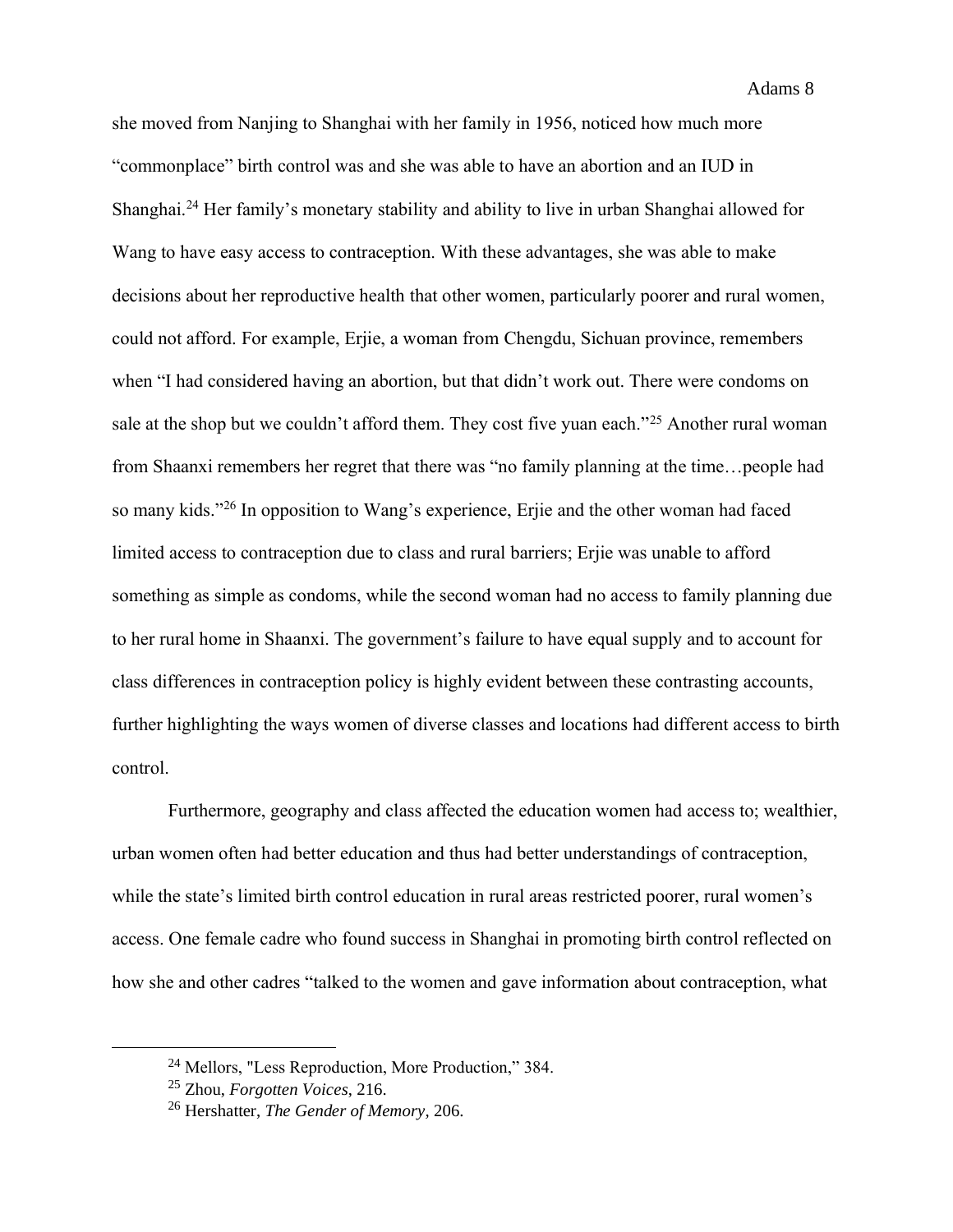she moved from Nanjing to Shanghai with her family in 1956, noticed how much more "commonplace" birth control was and she was able to have an abortion and an IUD in Shanghai.[24] Her family's monetary stability and ability to live in urban Shanghai allowed for Wang to have easy access to contraception. With these advantages, she was able to make decisions about her reproductive health that other women, particularly poorer and rural women, could not afford. For example, Erjie, a woman from Chengdu, Sichuan province, remembers when "I had considered having an abortion, but that didn't work out. There were condoms on sale at the shop but we couldn't afford them. They cost five yuan each."[25] Another rural woman from Shaanxi remembers her regret that there was "no family planning at the time…people had so many kids."[26] In opposition to Wang's experience, Erjie and the other woman had faced limited access to contraception due to class and rural barriers; Erjie was unable to afford something as simple as condoms, while the second woman had no access to family planning due to her rural home in Shaanxi. The government's failure to have equal supply and to account for class differences in contraception policy is highly evident between these contrasting accounts, further highlighting the ways women of diverse classes and locations had different access to birth control.

Furthermore, geography and class affected the education women had access to; wealthier, urban women often had better education and thus had better understandings of contraception, while the state's limited birth control education in rural areas restricted poorer, rural women's access. One female cadre who found success in Shanghai in promoting birth control reflected on how she and other cadres "talked to the women and gave information about contraception, what

---

[24] Mellors, "Less Reproduction, More Production," 384.

[25] Zhou, *Forgotten Voices*, 216.

[26] Hershatter, *The Gender of Memory*, 206.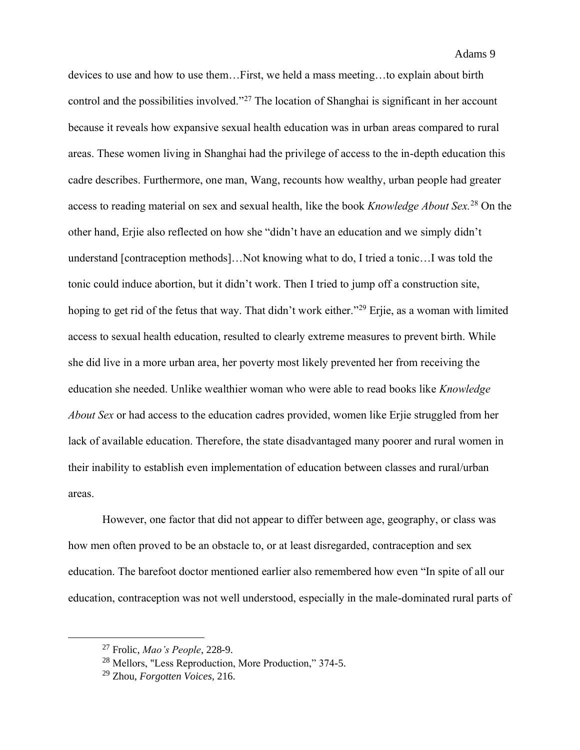devices to use and how to use them…First, we held a mass meeting…to explain about birth control and the possibilities involved."[27] The location of Shanghai is significant in her account because it reveals how expansive sexual health education was in urban areas compared to rural areas. These women living in Shanghai had the privilege of access to the in-depth education this cadre describes. Furthermore, one man, Wang, recounts how wealthy, urban people had greater access to reading material on sex and sexual health, like the book *Knowledge About Sex.*[28] On the other hand, Erjie also reflected on how she "didn't have an education and we simply didn't understand [contraception methods]…Not knowing what to do, I tried a tonic…I was told the tonic could induce abortion, but it didn't work. Then I tried to jump off a construction site, hoping to get rid of the fetus that way. That didn't work either."[29] Erjie, as a woman with limited access to sexual health education, resulted to clearly extreme measures to prevent birth. While she did live in a more urban area, her poverty most likely prevented her from receiving the education she needed. Unlike wealthier woman who were able to read books like *Knowledge About Sex* or had access to the education cadres provided, women like Erjie struggled from her lack of available education. Therefore, the state disadvantaged many poorer and rural women in their inability to establish even implementation of education between classes and rural/urban areas.

However, one factor that did not appear to differ between age, geography, or class was how men often proved to be an obstacle to, or at least disregarded, contraception and sex education. The barefoot doctor mentioned earlier also remembered how even "In spite of all our education, contraception was not well understood, especially in the male-dominated rural parts of

---

[27] Frolic, *Mao's People*, 228-9.

[28] Mellors, "Less Reproduction, More Production," 374-5.

[29] Zhou, *Forgotten Voices*, 216.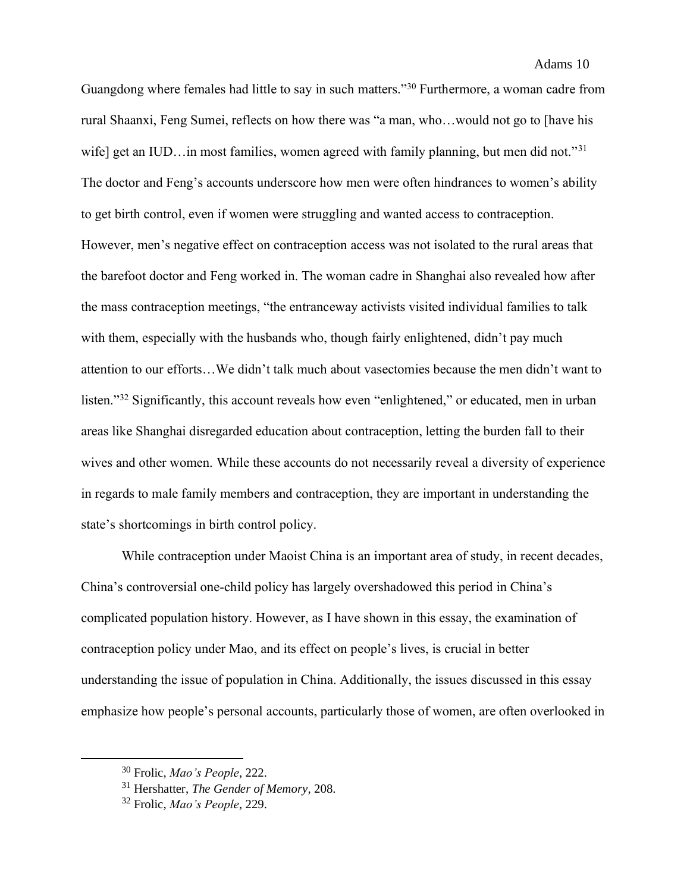Guangdong where females had little to say in such matters."[30] Furthermore, a woman cadre from rural Shaanxi, Feng Sumei, reflects on how there was "a man, who…would not go to [have his wife] get an IUD…in most families, women agreed with family planning, but men did not."[31] The doctor and Feng's accounts underscore how men were often hindrances to women's ability to get birth control, even if women were struggling and wanted access to contraception. However, men's negative effect on contraception access was not isolated to the rural areas that the barefoot doctor and Feng worked in. The woman cadre in Shanghai also revealed how after the mass contraception meetings, "the entranceway activists visited individual families to talk with them, especially with the husbands who, though fairly enlightened, didn't pay much attention to our efforts…We didn't talk much about vasectomies because the men didn't want to listen."[32] Significantly, this account reveals how even "enlightened," or educated, men in urban areas like Shanghai disregarded education about contraception, letting the burden fall to their wives and other women. While these accounts do not necessarily reveal a diversity of experience in regards to male family members and contraception, they are important in understanding the state's shortcomings in birth control policy.

While contraception under Maoist China is an important area of study, in recent decades, China's controversial one-child policy has largely overshadowed this period in China's complicated population history. However, as I have shown in this essay, the examination of contraception policy under Mao, and its effect on people's lives, is crucial in better understanding the issue of population in China. Additionally, the issues discussed in this essay emphasize how people's personal accounts, particularly those of women, are often overlooked in

---

[30] Frolic, *Mao's People*, 222.

[31] Hershatter, *The Gender of Memory*, 208.

[32] Frolic, *Mao's People*, 229.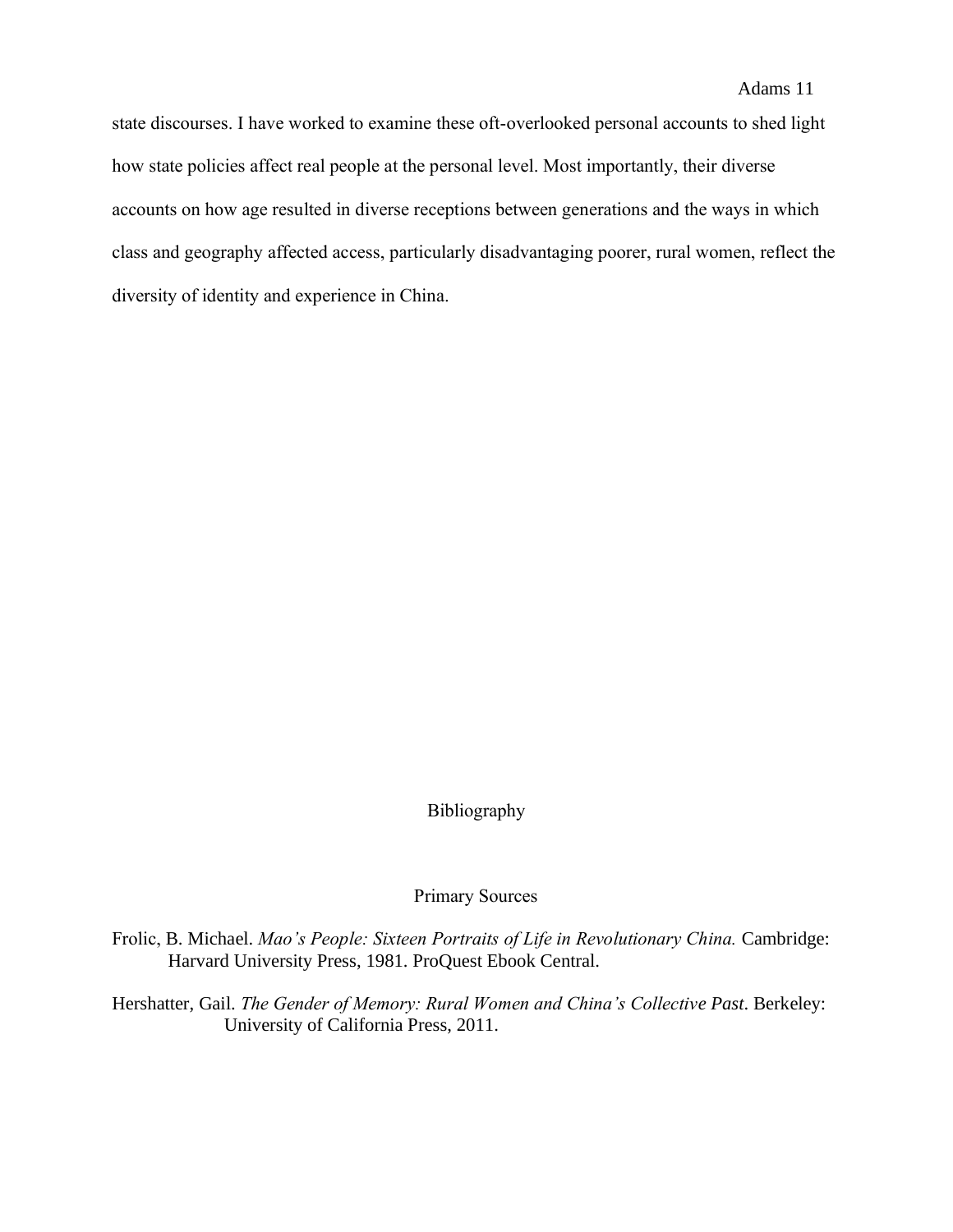state discourses. I have worked to examine these oft-overlooked personal accounts to shed light how state policies affect real people at the personal level. Most importantly, their diverse accounts on how age resulted in diverse receptions between generations and the ways in which class and geography affected access, particularly disadvantaging poorer, rural women, reflect the diversity of identity and experience in China.

# Bibliography

## Primary Sources

Frolic, B. Michael. *Mao's People: Sixteen Portraits of Life in Revolutionary China.* Cambridge: Harvard University Press, 1981. ProQuest Ebook Central.

Hershatter, Gail. *The Gender of Memory: Rural Women and China's Collective Past*. Berkeley: University of California Press, 2011.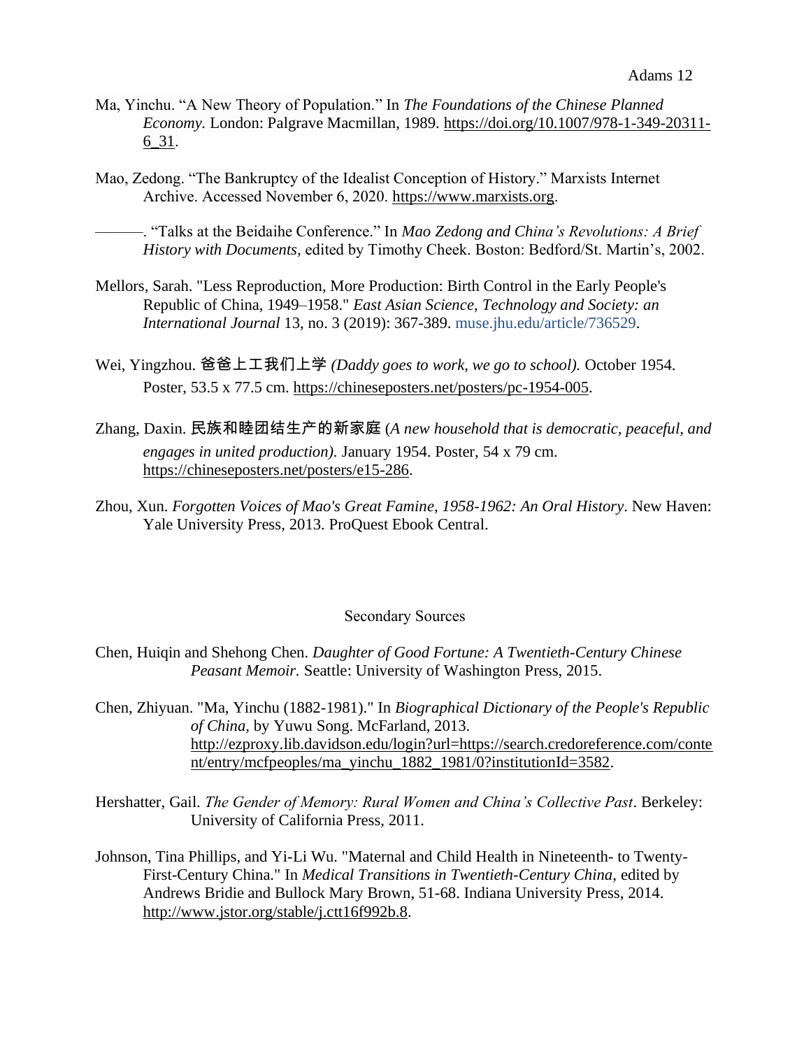Ma, Yinchu. “A New Theory of Population.” In *The Foundations of the Chinese Planned Economy.* London: Palgrave Macmillan, 1989. https://doi.org/10.1007/978-1-349-20311-6_31.

Mao, Zedong. “The Bankruptcy of the Idealist Conception of History.” Marxists Internet Archive. Accessed November 6, 2020. https://www.marxists.org.

———. “Talks at the Beidaihe Conference.” In *Mao Zedong and China’s Revolutions: A Brief History with Documents,* edited by Timothy Cheek. Boston: Bedford/St. Martin’s, 2002.

Mellors, Sarah. "Less Reproduction, More Production: Birth Control in the Early People's Republic of China, 1949–1958." *East Asian Science, Technology and Society: an International Journal* 13, no. 3 (2019): 367-389. muse.jhu.edu/article/736529.

Wei, Yingzhou. **爸爸上工我们上学** *(Daddy goes to work, we go to school).* October 1954. Poster, 53.5 x 77.5 cm. https://chineseposters.net/posters/pc-1954-005.

Zhang, Daxin. **民族和睦团结生产的新家庭** (*A new household that is democratic, peaceful, and engages in united production).* January 1954. Poster, 54 x 79 cm. https://chineseposters.net/posters/e15-286.

Zhou, Xun. *Forgotten Voices of Mao's Great Famine, 1958-1962: An Oral History*. New Haven: Yale University Press, 2013. ProQuest Ebook Central.

## Secondary Sources

Chen, Huiqin and Shehong Chen. *Daughter of Good Fortune: A Twentieth-Century Chinese Peasant Memoir.* Seattle: University of Washington Press, 2015.

Chen, Zhiyuan. "Ma, Yinchu (1882-1981)." In *Biographical Dictionary of the People's Republic of China*, by Yuwu Song. McFarland, 2013. http://ezproxy.lib.davidson.edu/login?url=https://search.credoreference.com/content/entry/mcfpeoples/ma_yinchu_1882_1981/0?institutionId=3582.

Hershatter, Gail. *The Gender of Memory: Rural Women and China’s Collective Past*. Berkeley: University of California Press, 2011.

Johnson, Tina Phillips, and Yi-Li Wu. "Maternal and Child Health in Nineteenth- to Twenty-First-Century China." In *Medical Transitions in Twentieth-Century China*, edited by Andrews Bridie and Bullock Mary Brown, 51-68. Indiana University Press, 2014. http://www.jstor.org/stable/j.ctt16f992b.8.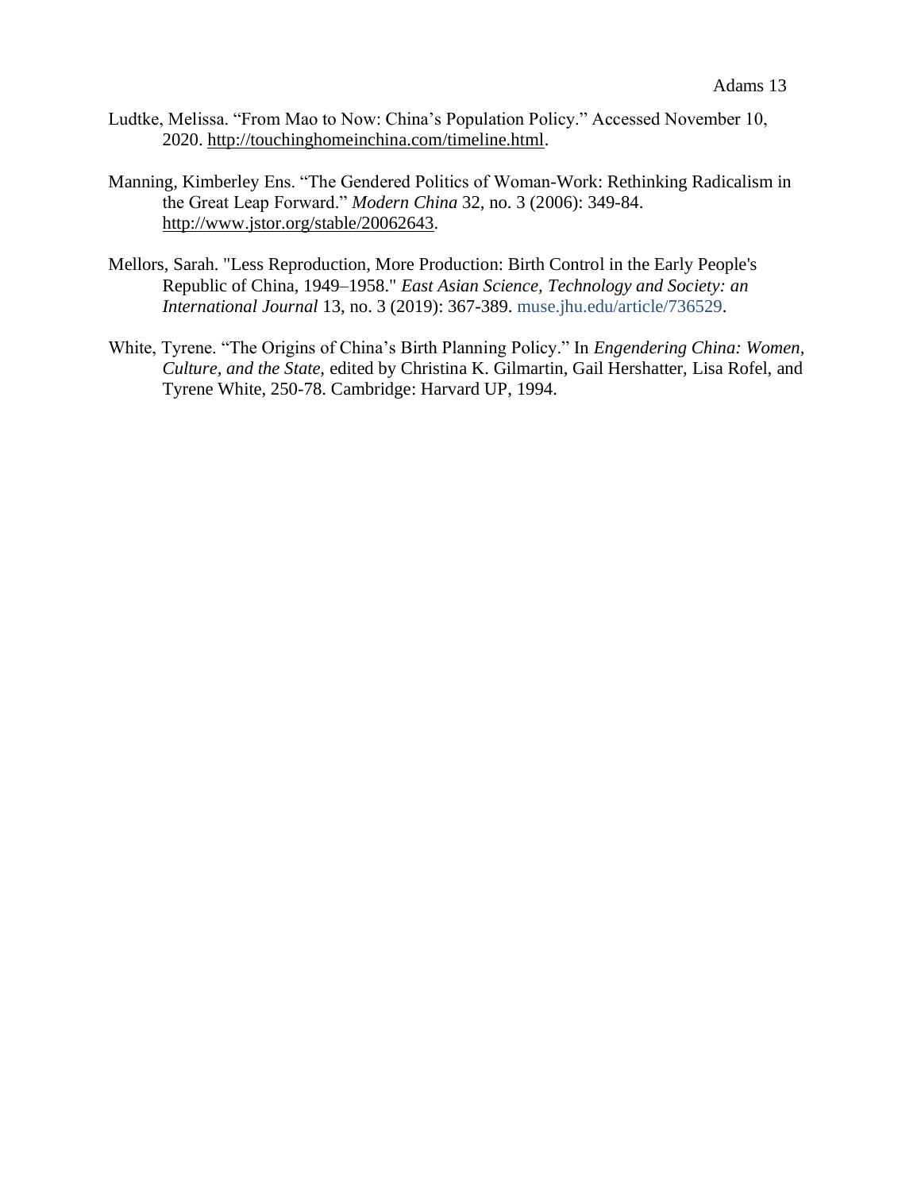Ludtke, Melissa. “From Mao to Now: China’s Population Policy.” Accessed November 10, 2020. http://touchinghomeinchina.com/timeline.html.

Manning, Kimberley Ens. “The Gendered Politics of Woman-Work: Rethinking Radicalism in the Great Leap Forward.” *Modern China* 32, no. 3 (2006): 349-84. http://www.jstor.org/stable/20062643.

Mellors, Sarah. "Less Reproduction, More Production: Birth Control in the Early People's Republic of China, 1949–1958." *East Asian Science, Technology and Society: an International Journal* 13, no. 3 (2019): 367-389. muse.jhu.edu/article/736529.

White, Tyrene. “The Origins of China’s Birth Planning Policy.” In *Engendering China: Women, Culture, and the State,* edited by Christina K. Gilmartin, Gail Hershatter, Lisa Rofel, and Tyrene White, 250-78. Cambridge: Harvard UP, 1994.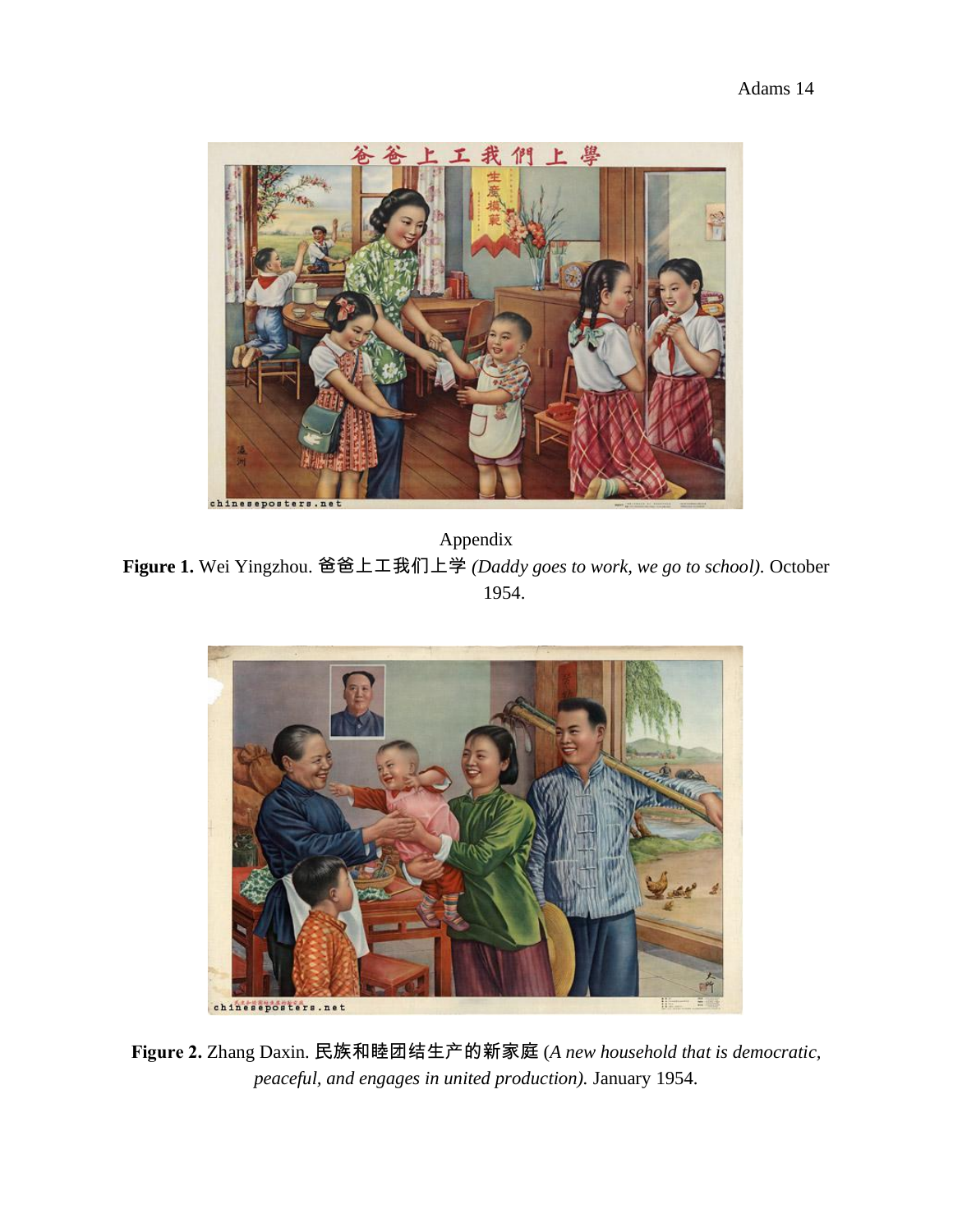Appendix

**Figure 1.** Wei Yingzhou. 爸爸上工我们上学 *(Daddy goes to work, we go to school).* October 1954.

**Figure 2.** Zhang Daxin. 民族和睦团结生产的新家庭 (*A new household that is democratic, peaceful, and engages in united production).* January 1954.